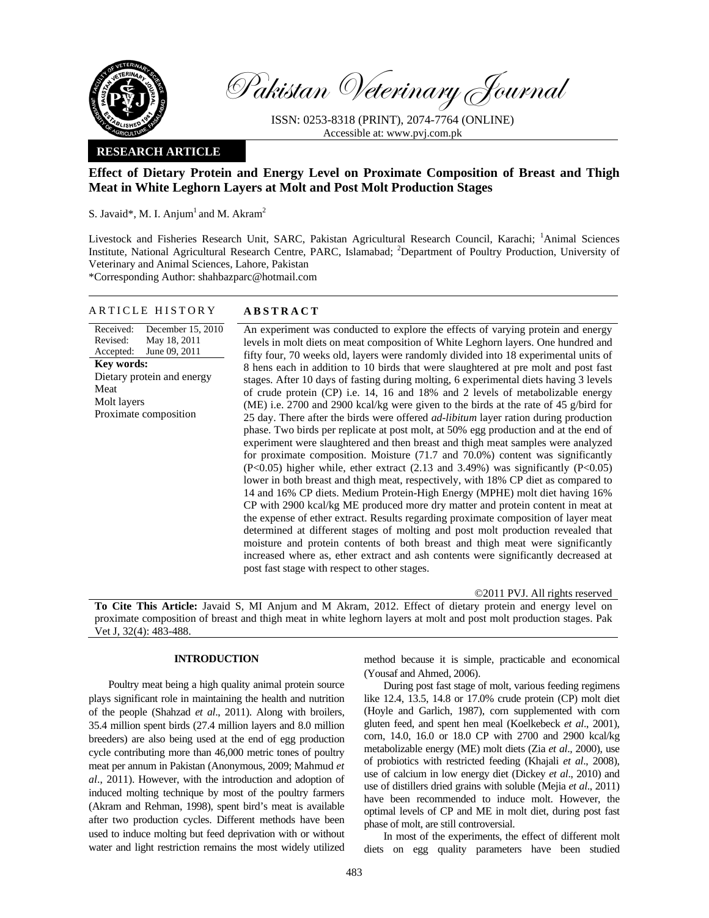Pakistan Veterinary Journal

ISSN: 0253-8318 (PRINT), 2074-7764 (ONLINE)
Accessible at: www.pvj.com.pk

**RESEARCH ARTICLE**

# Effect of Dietary Protein and Energy Level on Proximate Composition of Breast and Thigh Meat in White Leghorn Layers at Molt and Post Molt Production Stages

S. Javaid*, M. I. Anjum[1] and M. Akram[2]

Livestock and Fisheries Research Unit, SARC, Pakistan Agricultural Research Council, Karachi; [1]Animal Sciences Institute, National Agricultural Research Centre, PARC, Islamabad; [2]Department of Poultry Production, University of Veterinary and Animal Sciences, Lahore, Pakistan
*Corresponding Author: shahbazparc@hotmail.com

## ARTICLE HISTORY

Received: December 15, 2010
Revised: May 18, 2011
Accepted: June 09, 2011

**Key words:**
Dietary protein and energy
Meat
Molt layers
Proximate composition

## ABSTRACT

An experiment was conducted to explore the effects of varying protein and energy levels in molt diets on meat composition of White Leghorn layers. One hundred and fifty four, 70 weeks old, layers were randomly divided into 18 experimental units of 8 hens each in addition to 10 birds that were slaughtered at pre molt and post fast stages. After 10 days of fasting during molting, 6 experimental diets having 3 levels of crude protein (CP) i.e. 14, 16 and 18% and 2 levels of metabolizable energy (ME) i.e. 2700 and 2900 kcal/kg were given to the birds at the rate of 45 g/bird for 25 day. There after the birds were offered *ad-libitum* layer ration during production phase. Two birds per replicate at post molt, at 50% egg production and at the end of experiment were slaughtered and then breast and thigh meat samples were analyzed for proximate composition. Moisture (71.7 and 70.0%) content was significantly ($P<0.05$) higher while, ether extract (2.13 and 3.49%) was significantly ($P<0.05$) lower in both breast and thigh meat, respectively, with 18% CP diet as compared to 14 and 16% CP diets. Medium Protein-High Energy (MPHE) molt diet having 16% CP with 2900 kcal/kg ME produced more dry matter and protein content in meat at the expense of ether extract. Results regarding proximate composition of layer meat determined at different stages of molting and post molt production revealed that moisture and protein contents of both breast and thigh meat were significantly increased where as, ether extract and ash contents were significantly decreased at post fast stage with respect to other stages.

©2011 PVJ. All rights reserved

**To Cite This Article:** Javaid S, MI Anjum and M Akram, 2012. Effect of dietary protein and energy level on proximate composition of breast and thigh meat in white leghorn layers at molt and post molt production stages. Pak Vet J, 32(4): 483-488.

## INTRODUCTION

Poultry meat being a high quality animal protein source plays significant role in maintaining the health and nutrition of the people (Shahzad *et al*., 2011). Along with broilers, 35.4 million spent birds (27.4 million layers and 8.0 million breeders) are also being used at the end of egg production cycle contributing more than 46,000 metric tones of poultry meat per annum in Pakistan (Anonymous, 2009; Mahmud *et al*., 2011). However, with the introduction and adoption of induced molting technique by most of the poultry farmers (Akram and Rehman, 1998), spent bird's meat is available after two production cycles. Different methods have been used to induce molting but feed deprivation with or without water and light restriction remains the most widely utilized method because it is simple, practicable and economical (Yousaf and Ahmed, 2006).

During post fast stage of molt, various feeding regimens like 12.4, 13.5, 14.8 or 17.0% crude protein (CP) molt diet (Hoyle and Garlich, 1987), corn supplemented with corn gluten feed, and spent hen meal (Koelkebeck *et al*., 2001), corn, 14.0, 16.0 or 18.0 CP with 2700 and 2900 kcal/kg metabolizable energy (ME) molt diets (Zia *et al*., 2000), use of probiotics with restricted feeding (Khajali *et al*., 2008), use of calcium in low energy diet (Dickey *et al*., 2010) and use of distillers dried grains with soluble (Mejia *et al*., 2011) have been recommended to induce molt. However, the optimal levels of CP and ME in molt diet, during post fast phase of molt, are still controversial.

In most of the experiments, the effect of different molt diets on egg quality parameters have been studied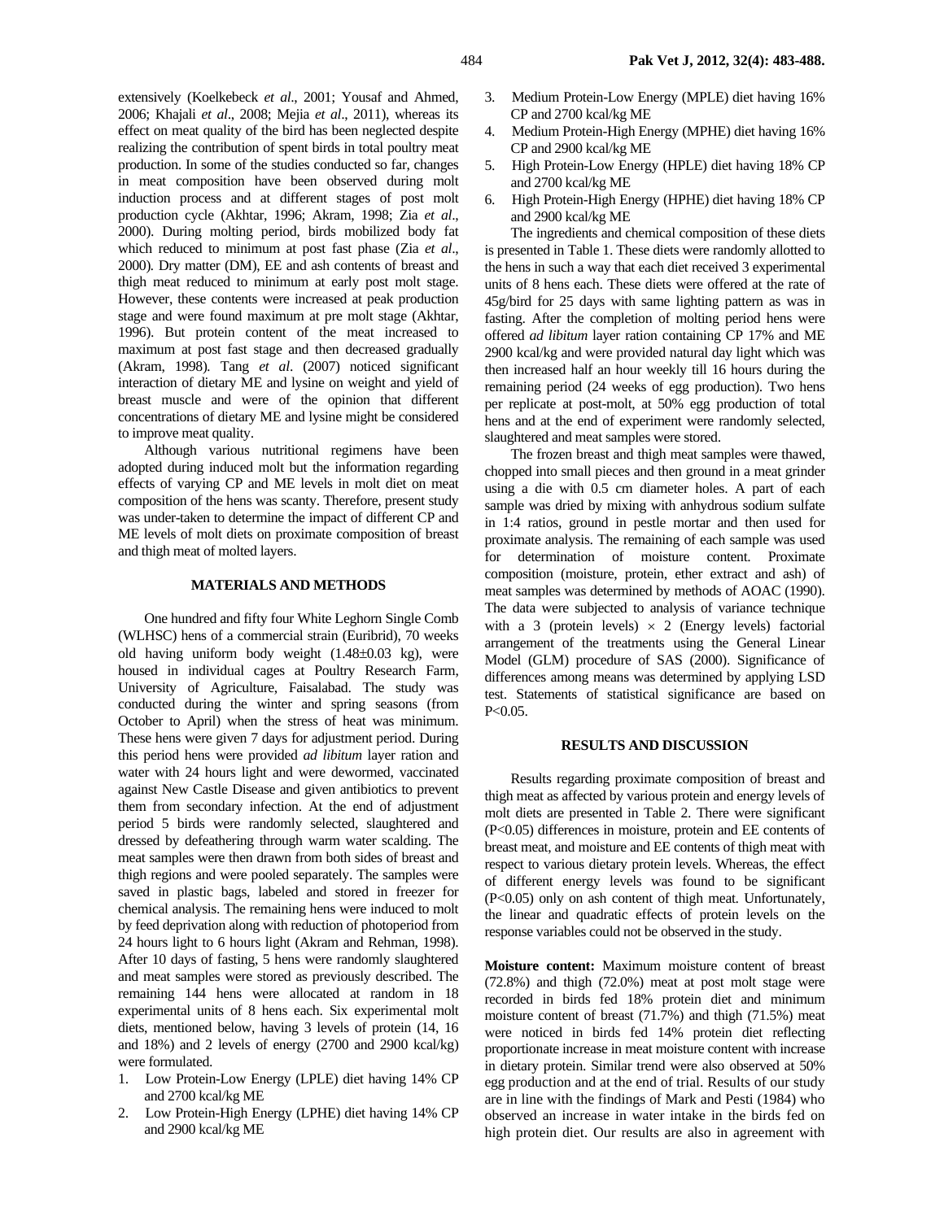extensively (Koelkebeck *et al*., 2001; Yousaf and Ahmed, 2006; Khajali *et al*., 2008; Mejia *et al*., 2011), whereas its effect on meat quality of the bird has been neglected despite realizing the contribution of spent birds in total poultry meat production. In some of the studies conducted so far, changes in meat composition have been observed during molt induction process and at different stages of post molt production cycle (Akhtar, 1996; Akram, 1998; Zia *et al*., 2000). During molting period, birds mobilized body fat which reduced to minimum at post fast phase (Zia *et al*., 2000). Dry matter (DM), EE and ash contents of breast and thigh meat reduced to minimum at early post molt stage. However, these contents were increased at peak production stage and were found maximum at pre molt stage (Akhtar, 1996). But protein content of the meat increased to maximum at post fast stage and then decreased gradually (Akram, 1998). Tang *et al*. (2007) noticed significant interaction of dietary ME and lysine on weight and yield of breast muscle and were of the opinion that different concentrations of dietary ME and lysine might be considered to improve meat quality.

Although various nutritional regimens have been adopted during induced molt but the information regarding effects of varying CP and ME levels in molt diet on meat composition of the hens was scanty. Therefore, present study was under-taken to determine the impact of different CP and ME levels of molt diets on proximate composition of breast and thigh meat of molted layers.

## MATERIALS AND METHODS

One hundred and fifty four White Leghorn Single Comb (WLHSC) hens of a commercial strain (Euribrid), 70 weeks old having uniform body weight (1.48±0.03 kg), were housed in individual cages at Poultry Research Farm, University of Agriculture, Faisalabad. The study was conducted during the winter and spring seasons (from October to April) when the stress of heat was minimum. These hens were given 7 days for adjustment period. During this period hens were provided *ad libitum* layer ration and water with 24 hours light and were dewormed, vaccinated against New Castle Disease and given antibiotics to prevent them from secondary infection. At the end of adjustment period 5 birds were randomly selected, slaughtered and dressed by defeathering through warm water scalding. The meat samples were then drawn from both sides of breast and thigh regions and were pooled separately. The samples were saved in plastic bags, labeled and stored in freezer for chemical analysis. The remaining hens were induced to molt by feed deprivation along with reduction of photoperiod from 24 hours light to 6 hours light (Akram and Rehman, 1998). After 10 days of fasting, 5 hens were randomly slaughtered and meat samples were stored as previously described. The remaining 144 hens were allocated at random in 18 experimental units of 8 hens each. Six experimental molt diets, mentioned below, having 3 levels of protein (14, 16 and 18%) and 2 levels of energy (2700 and 2900 kcal/kg) were formulated.

1. Low Protein-Low Energy (LPLE) diet having 14% CP and 2700 kcal/kg ME
2. Low Protein-High Energy (LPHE) diet having 14% CP and 2900 kcal/kg ME
3. Medium Protein-Low Energy (MPLE) diet having 16% CP and 2700 kcal/kg ME
4. Medium Protein-High Energy (MPHE) diet having 16% CP and 2900 kcal/kg ME
5. High Protein-Low Energy (HPLE) diet having 18% CP and 2700 kcal/kg ME
6. High Protein-High Energy (HPHE) diet having 18% CP and 2900 kcal/kg ME

The ingredients and chemical composition of these diets is presented in Table 1. These diets were randomly allotted to the hens in such a way that each diet received 3 experimental units of 8 hens each. These diets were offered at the rate of 45g/bird for 25 days with same lighting pattern as was in fasting. After the completion of molting period hens were offered *ad libitum* layer ration containing CP 17% and ME 2900 kcal/kg and were provided natural day light which was then increased half an hour weekly till 16 hours during the remaining period (24 weeks of egg production). Two hens per replicate at post-molt, at 50% egg production of total hens and at the end of experiment were randomly selected, slaughtered and meat samples were stored.

The frozen breast and thigh meat samples were thawed, chopped into small pieces and then ground in a meat grinder using a die with 0.5 cm diameter holes. A part of each sample was dried by mixing with anhydrous sodium sulfate in 1:4 ratios, ground in pestle mortar and then used for proximate analysis. The remaining of each sample was used for determination of moisture content. Proximate composition (moisture, protein, ether extract and ash) of meat samples was determined by methods of AOAC (1990). The data were subjected to analysis of variance technique with a 3 (protein levels) $\times$ 2 (Energy levels) factorial arrangement of the treatments using the General Linear Model (GLM) procedure of SAS (2000). Significance of differences among means was determined by applying LSD test. Statements of statistical significance are based on $P<0.05$.

## RESULTS AND DISCUSSION

Results regarding proximate composition of breast and thigh meat as affected by various protein and energy levels of molt diets are presented in Table 2. There were significant ($P<0.05$) differences in moisture, protein and EE contents of breast meat, and moisture and EE contents of thigh meat with respect to various dietary protein levels. Whereas, the effect of different energy levels was found to be significant ($P<0.05$) only on ash content of thigh meat. Unfortunately, the linear and quadratic effects of protein levels on the response variables could not be observed in the study.

**Moisture content:** Maximum moisture content of breast (72.8%) and thigh (72.0%) meat at post molt stage were recorded in birds fed 18% protein diet and minimum moisture content of breast (71.7%) and thigh (71.5%) meat were noticed in birds fed 14% protein diet reflecting proportionate increase in meat moisture content with increase in dietary protein. Similar trend were also observed at 50% egg production and at the end of trial. Results of our study are in line with the findings of Mark and Pesti (1984) who observed an increase in water intake in the birds fed on high protein diet. Our results are also in agreement with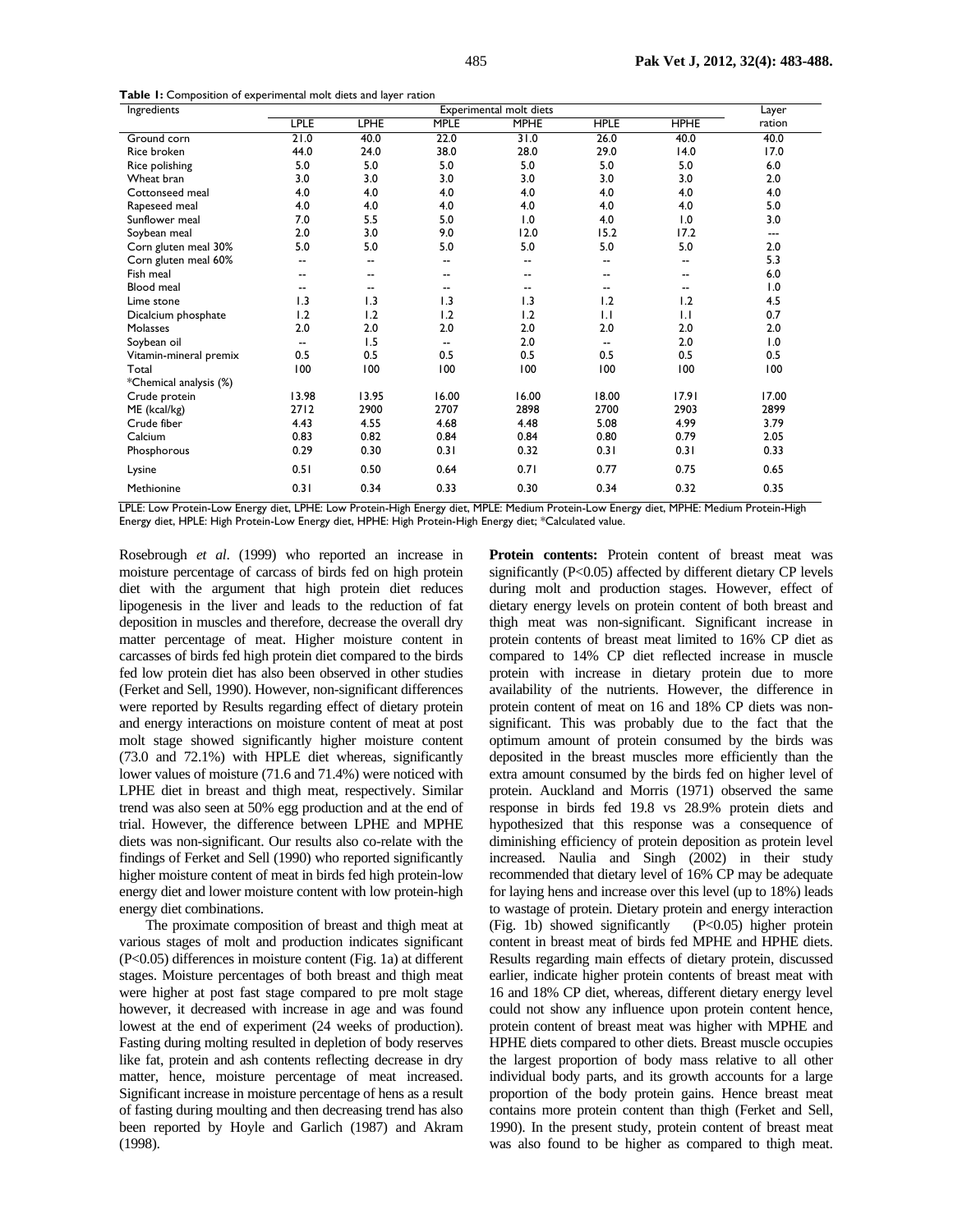**Table 1:** Composition of experimental molt diets and layer ration

| Ingredients | Experimental molt diets | | | | | | Layer ration |
|---|---|---|---|---|---|---|---|
| | LPLE | LPHE | MPLE | MPHE | HPLE | HPHE | |
| Ground corn | 21.0 | 40.0 | 22.0 | 31.0 | 26.0 | 40.0 | 40.0 |
| Rice broken | 44.0 | 24.0 | 38.0 | 28.0 | 29.0 | 14.0 | 17.0 |
| Rice polishing | 5.0 | 5.0 | 5.0 | 5.0 | 5.0 | 5.0 | 6.0 |
| Wheat bran | 3.0 | 3.0 | 3.0 | 3.0 | 3.0 | 3.0 | 2.0 |
| Cottonseed meal | 4.0 | 4.0 | 4.0 | 4.0 | 4.0 | 4.0 | 4.0 |
| Rapeseed meal | 4.0 | 4.0 | 4.0 | 4.0 | 4.0 | 4.0 | 5.0 |
| Sunflower meal | 7.0 | 5.5 | 5.0 | 1.0 | 4.0 | 1.0 | 3.0 |
| Soybean meal | 2.0 | 3.0 | 9.0 | 12.0 | 15.2 | 17.2 | --- |
| Corn gluten meal 30% | 5.0 | 5.0 | 5.0 | 5.0 | 5.0 | 5.0 | 2.0 |
| Corn gluten meal 60% | -- | -- | -- | -- | -- | -- | 5.3 |
| Fish meal | -- | -- | -- | -- | -- | -- | 6.0 |
| Blood meal | -- | -- | -- | -- | -- | -- | 1.0 |
| Lime stone | 1.3 | 1.3 | 1.3 | 1.3 | 1.2 | 1.2 | 4.5 |
| Dicalcium phosphate | 1.2 | 1.2 | 1.2 | 1.2 | 1.1 | 1.1 | 0.7 |
| Molasses | 2.0 | 2.0 | 2.0 | 2.0 | 2.0 | 2.0 | 2.0 |
| Soybean oil | -- | 1.5 | -- | 2.0 | -- | 2.0 | 1.0 |
| Vitamin-mineral premix | 0.5 | 0.5 | 0.5 | 0.5 | 0.5 | 0.5 | 0.5 |
| Total | 100 | 100 | 100 | 100 | 100 | 100 | 100 |
| *Chemical analysis (%) | | | | | | | |
| Crude protein | 13.98 | 13.95 | 16.00 | 16.00 | 18.00 | 17.91 | 17.00 |
| ME (kcal/kg) | 2712 | 2900 | 2707 | 2898 | 2700 | 2903 | 2899 |
| Crude fiber | 4.43 | 4.55 | 4.68 | 4.48 | 5.08 | 4.99 | 3.79 |
| Calcium | 0.83 | 0.82 | 0.84 | 0.84 | 0.80 | 0.79 | 2.05 |
| Phosphorous | 0.29 | 0.30 | 0.31 | 0.32 | 0.31 | 0.31 | 0.33 |
| Lysine | 0.51 | 0.50 | 0.64 | 0.71 | 0.77 | 0.75 | 0.65 |
| Methionine | 0.31 | 0.34 | 0.33 | 0.30 | 0.34 | 0.32 | 0.35 |

LPLE: Low Protein-Low Energy diet, LPHE: Low Protein-High Energy diet, MPLE: Medium Protein-Low Energy diet, MPHE: Medium Protein-High Energy diet, HPLE: High Protein-Low Energy diet, HPHE: High Protein-High Energy diet; *Calculated value.

Rosebrough *et al*. (1999) who reported an increase in moisture percentage of carcass of birds fed on high protein diet with the argument that high protein diet reduces lipogenesis in the liver and leads to the reduction of fat deposition in muscles and therefore, decrease the overall dry matter percentage of meat. Higher moisture content in carcasses of birds fed high protein diet compared to the birds fed low protein diet has also been observed in other studies (Ferket and Sell, 1990). However, non-significant differences were reported by Results regarding effect of dietary protein and energy interactions on moisture content of meat at post molt stage showed significantly higher moisture content (73.0 and 72.1%) with HPLE diet whereas, significantly lower values of moisture (71.6 and 71.4%) were noticed with LPHE diet in breast and thigh meat, respectively. Similar trend was also seen at 50% egg production and at the end of trial. However, the difference between LPHE and MPHE diets was non-significant. Our results also co-relate with the findings of Ferket and Sell (1990) who reported significantly higher moisture content of meat in birds fed high protein-low energy diet and lower moisture content with low protein-high energy diet combinations.

The proximate composition of breast and thigh meat at various stages of molt and production indicates significant ($P<0.05$) differences in moisture content (Fig. 1a) at different stages. Moisture percentages of both breast and thigh meat were higher at post fast stage compared to pre molt stage however, it decreased with increase in age and was found lowest at the end of experiment (24 weeks of production). Fasting during molting resulted in depletion of body reserves like fat, protein and ash contents reflecting decrease in dry matter, hence, moisture percentage of meat increased. Significant increase in moisture percentage of hens as a result of fasting during moulting and then decreasing trend has also been reported by Hoyle and Garlich (1987) and Akram (1998).

**Protein contents:** Protein content of breast meat was significantly ($P<0.05$) affected by different dietary CP levels during molt and production stages. However, effect of dietary energy levels on protein content of both breast and thigh meat was non-significant. Significant increase in protein contents of breast meat limited to 16% CP diet as compared to 14% CP diet reflected increase in muscle protein with increase in dietary protein due to more availability of the nutrients. However, the difference in protein content of meat on 16 and 18% CP diets was non-significant. This was probably due to the fact that the optimum amount of protein consumed by the birds was deposited in the breast muscles more efficiently than the extra amount consumed by the birds fed on higher level of protein. Auckland and Morris (1971) observed the same response in birds fed 19.8 vs 28.9% protein diets and hypothesized that this response was a consequence of diminishing efficiency of protein deposition as protein level increased. Naulia and Singh (2002) in their study recommended that dietary level of 16% CP may be adequate for laying hens and increase over this level (up to 18%) leads to wastage of protein. Dietary protein and energy interaction (Fig. 1b) showed significantly ($P<0.05$) higher protein content in breast meat of birds fed MPHE and HPHE diets. Results regarding main effects of dietary protein, discussed earlier, indicate higher protein contents of breast meat with 16 and 18% CP diet, whereas, different dietary energy level could not show any influence upon protein content hence, protein content of breast meat was higher with MPHE and HPHE diets compared to other diets. Breast muscle occupies the largest proportion of body mass relative to all other individual body parts, and its growth accounts for a large proportion of the body protein gains. Hence breast meat contains more protein content than thigh (Ferket and Sell, 1990). In the present study, protein content of breast meat was also found to be higher as compared to thigh meat.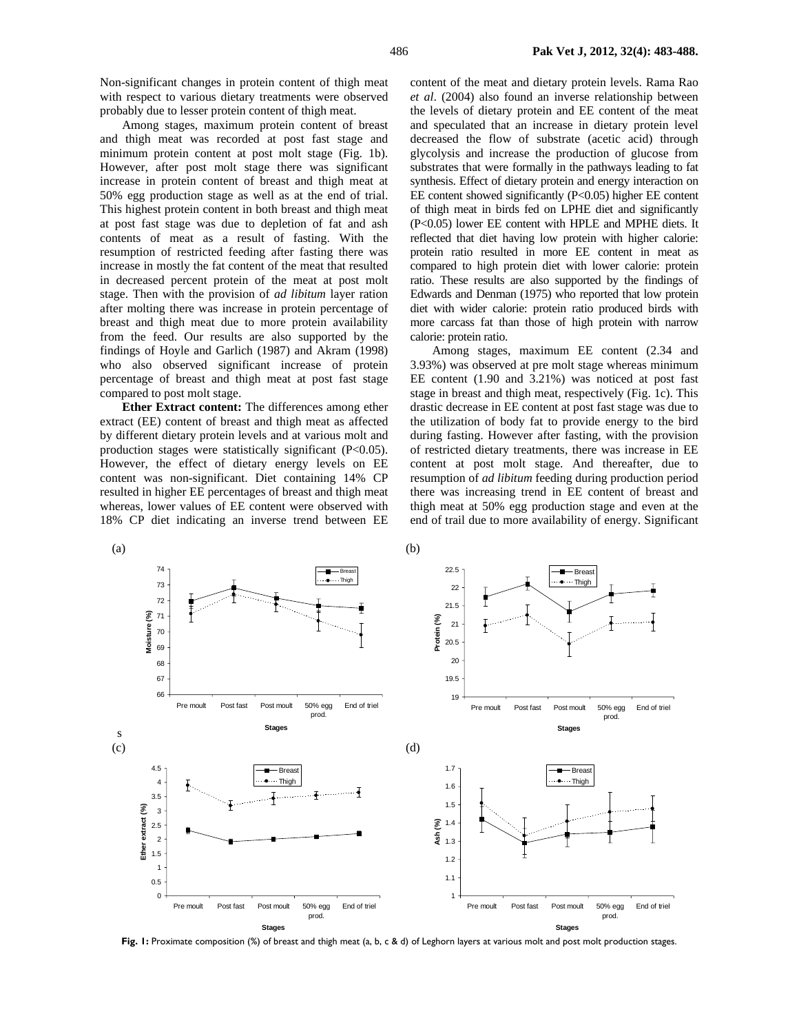Non-significant changes in protein content of thigh meat with respect to various dietary treatments were observed probably due to lesser protein content of thigh meat.

Among stages, maximum protein content of breast and thigh meat was recorded at post fast stage and minimum protein content at post molt stage (Fig. 1b). However, after post molt stage there was significant increase in protein content of breast and thigh meat at 50% egg production stage as well as at the end of trial. This highest protein content in both breast and thigh meat at post fast stage was due to depletion of fat and ash contents of meat as a result of fasting. With the resumption of restricted feeding after fasting there was increase in mostly the fat content of the meat that resulted in decreased percent protein of the meat at post molt stage. Then with the provision of *ad libitum* layer ration after molting there was increase in protein percentage of breast and thigh meat due to more protein availability from the feed. Our results are also supported by the findings of Hoyle and Garlich (1987) and Akram (1998) who also observed significant increase of protein percentage of breast and thigh meat at post fast stage compared to post molt stage.

**Ether Extract content:** The differences among ether extract (EE) content of breast and thigh meat as affected by different dietary protein levels and at various molt and production stages were statistically significant ($P<0.05$). However, the effect of dietary energy levels on EE content was non-significant. Diet containing 14% CP resulted in higher EE percentages of breast and thigh meat whereas, lower values of EE content were observed with 18% CP diet indicating an inverse trend between EE content of the meat and dietary protein levels. Rama Rao *et al*. (2004) also found an inverse relationship between the levels of dietary protein and EE content of the meat and speculated that an increase in dietary protein level decreased the flow of substrate (acetic acid) through glycolysis and increase the production of glucose from substrates that were formally in the pathways leading to fat synthesis. Effect of dietary protein and energy interaction on EE content showed significantly ($P<0.05$) higher EE content of thigh meat in birds fed on LPHE diet and significantly ($P<0.05$) lower EE content with HPLE and MPHE diets. It reflected that diet having low protein with higher calorie: protein ratio resulted in more EE content in meat as compared to high protein diet with lower calorie: protein ratio. These results are also supported by the findings of Edwards and Denman (1975) who reported that low protein diet with wider calorie: protein ratio produced birds with more carcass fat than those of high protein with narrow calorie: protein ratio.

Among stages, maximum EE content (2.34 and 3.93%) was observed at pre molt stage whereas minimum EE content (1.90 and 3.21%) was noticed at post fast stage in breast and thigh meat, respectively (Fig. 1c). This drastic decrease in EE content at post fast stage was due to the utilization of body fat to provide energy to the bird during fasting. However after fasting, with the provision of restricted dietary treatments, there was increase in EE content at post molt stage. And thereafter, due to resumption of *ad libitum* feeding during production period there was increasing trend in EE content of breast and thigh meat at 50% egg production stage and even at the end of trail due to more availability of energy. Significant

**Fig. 1:** Proximate composition (%) of breast and thigh meat (a, b, c & d) of Leghorn layers at various molt and post molt production stages.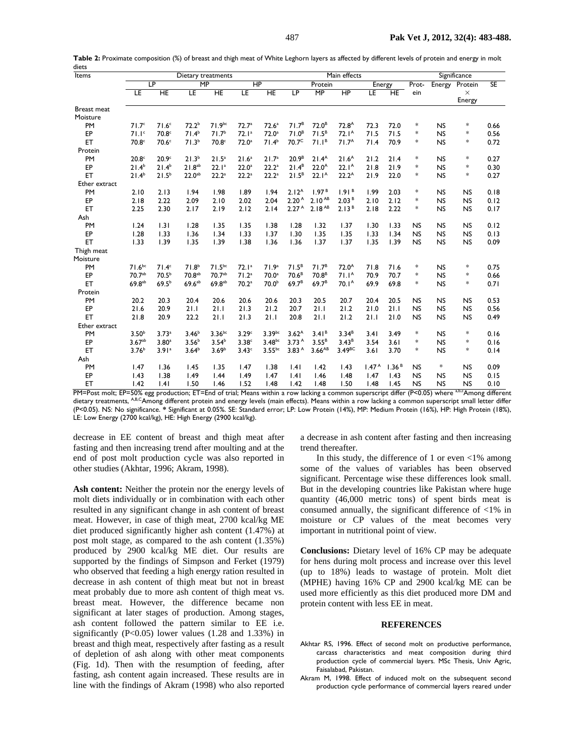**Table 2:** Proximate composition (%) of breast and thigh meat of White Leghorn layers as affected by different levels of protein and energy in molt diets

| Items | Dietary treatments | | | | | | Main effects | | | | | Significance | | | |
|---|---|---|---|---|---|---|---|---|---|---|---|---|---|---|---|
| | LP | | MP | | HP | | Protein | | | Energy | | Protein | Energy | Protein × Energy | SE |
| | LE | HE | LE | HE | LE | HE | LP | MP | HP | LE | HE | | | | |
| Breast meat | | | | | | | | | | | | | | | |
| Moisture | | | | | | | | | | | | | | | |
| PM | 71.7[c] | 71.6[c] | 72.2[b] | 71.9[bc] | 72.7[a] | 72.6[a] | 71.7[B] | 72.0[B] | 72.8[A] | 72.3 | 72.0 | * | NS | * | 0.66 |
| EP | 71.1[c] | 70.8[c] | 71.4[b] | 71.7[b] | 72.1[a] | 72.0[a] | 71.0[B] | 71.5[B] | 72.1[A] | 71.5 | 71.5 | * | NS | * | 0.56 |
| ET | 70.8[c] | 70.6[c] | 71.3[b] | 70.8[c] | 72.0[a] | 71.4[b] | 70.7[C] | 71.1[B] | 71.7[A] | 71.4 | 70.9 | * | NS | * | 0.72 |
| Protein | | | | | | | | | | | | | | | |
| PM | 20.8[c] | 20.9[c] | 21.3[b] | 21.5[a] | 21.6[a] | 21.7[a] | 20.9[B] | 21.4[A] | 21.6[A] | 21.2 | 21.4 | * | NS | * | 0.27 |
| EP | 21.4[b] | 21.4[b] | 21.8[ab] | 22.1[a] | 22.0[a] | 22.2[a] | 21.4[B] | 22.0[A] | 22.1[A] | 21.8 | 21.9 | * | NS | * | 0.30 |
| ET | 21.4[b] | 21.5[b] | 22.0[ab] | 22.2[a] | 22.2[a] | 22.2[a] | 21.5[B] | 22.1[A] | 22.2[A] | 21.9 | 22.0 | * | NS | * | 0.27 |
| Ether extract | | | | | | | | | | | | | | | |
| PM | 2.10 | 2.13 | 1.94 | 1.98 | 1.89 | 1.94 | 2.12[A] | 1.97[B] | 1.91[B] | 1.99 | 2.03 | * | NS | NS | 0.18 |
| EP | 2.18 | 2.22 | 2.09 | 2.10 | 2.02 | 2.04 | 2.20[A] | 2.10[AB] | 2.03[B] | 2.10 | 2.12 | * | NS | NS | 0.12 |
| ET | 2.25 | 2.30 | 2.17 | 2.19 | 2.12 | 2.14 | 2.27[A] | 2.18[AB] | 2.13[B] | 2.18 | 2.22 | * | NS | NS | 0.17 |
| Ash | | | | | | | | | | | | | | | |
| PM | 1.24 | 1.31 | 1.28 | 1.35 | 1.35 | 1.38 | 1.28 | 1.32 | 1.37 | 1.30 | 1.33 | NS | NS | NS | 0.12 |
| EP | 1.28 | 1.33 | 1.36 | 1.34 | 1.33 | 1.37 | 1.30 | 1.35 | 1.35 | 1.33 | 1.34 | NS | NS | NS | 0.13 |
| ET | 1.33 | 1.39 | 1.35 | 1.39 | 1.38 | 1.36 | 1.36 | 1.37 | 1.37 | 1.35 | 1.39 | NS | NS | NS | 0.09 |
| Thigh meat | | | | | | | | | | | | | | | |
| Moisture | | | | | | | | | | | | | | | |
| PM | 71.6[bc] | 71.4[c] | 71.8[b] | 71.5[bc] | 72.1[a] | 71.9[a] | 71.5[B] | 71.7[B] | 72.0[A] | 71.8 | 71.6 | * | NS | * | 0.75 |
| EP | 70.7[ab] | 70.5[b] | 70.8[ab] | 70.7[ab] | 71.2[a] | 70.0[a] | 70.6[B] | 70.8[B] | 71.1[A] | 70.9 | 70.7 | * | NS | * | 0.66 |
| ET | 69.8[ab] | 69.5[b] | 69.6[ab] | 69.8[ab] | 70.2[a] | 70.0[b] | 69.7[B] | 69.7[B] | 70.1[A] | 69.9 | 69.8 | * | NS | * | 0.71 |
| Protein | | | | | | | | | | | | | | | |
| PM | 20.2 | 20.3 | 20.4 | 20.6 | 20.6 | 20.6 | 20.3 | 20.5 | 20.7 | 20.4 | 20.5 | NS | NS | NS | 0.53 |
| EP | 21.6 | 20.9 | 21.1 | 21.1 | 21.3 | 21.2 | 20.7 | 21.1 | 21.2 | 21.0 | 21.1 | NS | NS | NS | 0.56 |
| ET | 21.8 | 20.9 | 22.2 | 21.1 | 21.3 | 21.1 | 20.8 | 21.1 | 21.2 | 21.1 | 21.0 | NS | NS | NS | 0.49 |
| Ether extract | | | | | | | | | | | | | | | |
| PM | 3.50[b] | 3.73[a] | 3.46[b] | 3.36[bc] | 3.29[c] | 3.39[bc] | 3.62[A] | 3.41[B] | 3.34[B] | 3.41 | 3.49 | * | NS | * | 0.16 |
| EP | 3.67[ab] | 3.80[a] | 3.56[b] | 3.54[b] | 3.38[c] | 3.48[bc] | 3.73[A] | 3.55[B] | 3.43[B] | 3.54 | 3.61 | * | NS | * | 0.16 |
| ET | 3.76[b] | 3.91[a] | 3.64[b] | 3.69[b] | 3.43[c] | 3.55[bc] | 3.83[A] | 3.66[AB] | 3.49[BC] | 3.61 | 3.70 | * | NS | * | 0.14 |
| Ash | | | | | | | | | | | | | | | |
| PM | 1.47 | 1.36 | 1.45 | 1.35 | 1.47 | 1.38 | 1.41 | 1.42 | 1.43 | 1.47[A] | 1.36[B] | NS | * | NS | 0.09 |
| EP | 1.43 | 1.38 | 1.49 | 1.44 | 1.49 | 1.47 | 1.41 | 1.46 | 1.48 | 1.47 | 1.43 | NS | NS | NS | 0.15 |
| ET | 1.42 | 1.41 | 1.50 | 1.46 | 1.52 | 1.48 | 1.42 | 1.48 | 1.50 | 1.48 | 1.45 | NS | NS | NS | 0.10 |

PM=Post molt; EP=50% egg production; ET=End of trial; Means within a row lacking a common superscript differ (P<0.05) where a,b,c Among different dietary treatments, A,B,C Among different protein and energy levels (main effects). Means within a row lacking a common superscript small letter differ (P<0.05). NS: No significance. * Significant at 0.05%. SE: Standard error; LP: Low Protein (14%), MP: Medium Protein (16%), HP: High Protein (18%), LE: Low Energy (2700 kcal/kg), HE: High Energy (2900 kcal/kg).

decrease in EE content of breast and thigh meat after fasting and then increasing trend after moulting and at the end of post molt production cycle was also reported in other studies (Akhtar, 1996; Akram, 1998).

**Ash content:** Neither the protein nor the energy levels of molt diets individually or in combination with each other resulted in any significant change in ash content of breast meat. However, in case of thigh meat, 2700 kcal/kg ME diet produced significantly higher ash content (1.47%) at post molt stage, as compared to the ash content (1.35%) produced by 2900 kcal/kg ME diet. Our results are supported by the findings of Simpson and Ferket (1979) who observed that feeding a high energy ration resulted in decrease in ash content of thigh meat but not in breast meat probably due to more ash content of thigh meat vs. breast meat. However, the difference became non significant at later stages of production. Among stages, ash content followed the pattern similar to EE i.e. significantly (P<0.05) lower values (1.28 and 1.33%) in breast and thigh meat, respectively after fasting as a result of depletion of ash along with other meat components (Fig. 1d). Then with the resumption of feeding, after fasting, ash content again increased. These results are in line with the findings of Akram (1998) who also reported a decrease in ash content after fasting and then increasing trend thereafter.

In this study, the difference of 1 or even <1% among some of the values of variables has been observed significant. Percentage wise these differences look small. But in the developing countries like Pakistan where huge quantity (46,000 metric tons) of spent birds meat is consumed annually, the significant difference of <1% in moisture or CP values of the meat becomes very important in nutritional point of view.

**Conclusions:** Dietary level of 16% CP may be adequate for hens during molt process and increase over this level (up to 18%) leads to wastage of protein. Molt diet (MPHE) having 16% CP and 2900 kcal/kg ME can be used more efficiently as this diet produced more DM and protein content with less EE in meat.

## REFERENCES

Akhtar RS, 1996. Effect of second molt on productive performance, carcass characteristics and meat composition during third production cycle of commercial layers. MSc Thesis, Univ Agric, Faisalabad, Pakistan.

Akram M, 1998. Effect of induced molt on the subsequent second production cycle performance of commercial layers reared under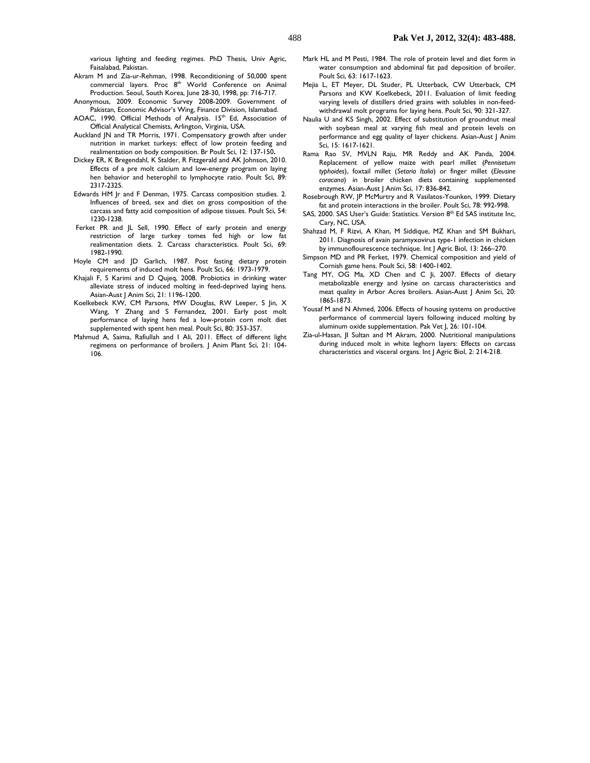various lighting and feeding regimes. PhD Thesis, Univ Agric, Faisalabad, Pakistan.

Akram M and Zia-ur-Rehman, 1998. Reconditioning of 50,000 spent commercial layers. Proc 8th World Conference on Animal Production. Seoul, South Korea, June 28-30, 1998, pp: 716-717.

Anonymous, 2009. Economic Survey 2008-2009. Government of Pakistan, Economic Advisor's Wing, Finance Division, Islamabad.

AOAC, 1990. Official Methods of Analysis. 15th Ed, Association of Official Analytical Chemists, Arlington, Virginia, USA.

Auckland JN and TR Morris, 1971. Compensatory growth after under nutrition in market turkeys: effect of low protein feeding and realimentation on body composition. Br Poult Sci, 12: 137-150**.**

Dickey ER, K Bregendahl, K Stalder, R Fitzgerald and AK Johnson, 2010. Effects of a pre molt calcium and low-energy program on laying hen behavior and heterophil to lymphocyte ratio. Poult Sci, 89: 2317-2325.

Edwards HM Jr and F Denman, 1975. Carcass composition studies. 2. Influences of breed, sex and diet on gross composition of the carcass and fatty acid composition of adipose tissues. Poult Sci, 54: 1230-1238.

Ferket PR and JL Sell, 1990. Effect of early protein and energy restriction of large turkey tomes fed high or low fat realimentation diets. 2. Carcass characteristics. Poult Sci, 69: 1982-1990.

Hoyle CM and JD Garlich, 1987. Post fasting dietary protein requirements of induced molt hens. Poult Sci, 66: 1973-1979.

Khajali F, S Karimi and D Qujeq, 2008. Probiotics in drinking water alleviate stress of induced molting in feed-deprived laying hens. Asian-Aust J Anim Sci, 21: 1196-1200.

Koelkebeck KW, CM Parsons, MW Douglas, RW Leeper, S Jin, X Wang, Y Zhang and S Fernandez, 2001. Early post molt performance of laying hens fed a low-protein corn molt diet supplemented with spent hen meal. Poult Sci, 80: 353-357.

Mahmud A, Saima, Rafiullah and I Ali, 2011. Effect of different light regimens on performance of broilers. J Anim Plant Sci, 21: 104-106.

Mark HL and M Pesti, 1984. The role of protein level and diet form in water consumption and abdominal fat pad deposition of broiler. Poult Sci, 63: 1617-1623.

Mejia L, ET Meyer, DL Studer, PL Utterback, CW Utterback, CM Parsons and KW Koelkebeck, 2011. Evaluation of limit feeding varying levels of distillers dried grains with solubles in non-feed-withdrawal molt programs for laying hens. Poult Sci, 90: 321-327.

Naulia U and KS Singh, 2002. Effect of substitution of groundnut meal with soybean meal at varying fish meal and protein levels on performance and egg quality of layer chickens. Asian-Aust J Anim Sci, 15: 1617-1621.

Rama Rao SV, MVLN Raju, MR Reddy and AK Panda, 2004. Replacement of yellow maize with pearl millet (*Pennisetum typhoides*), foxtail millet (*Setaria Italia*) or finger millet (*Eleusine coracana*) in broiler chicken diets containing supplemented enzymes. Asian-Aust J Anim Sci, 17: 836-842.

Rosebrough RW, JP McMurtry and R Vasilatos-Younken, 1999. Dietary fat and protein interactions in the broiler. Poult Sci, 78: 992-998.

SAS, 2000. SAS User's Guide: Statistics. Version 8th Ed SAS institute Inc, Cary, NC, USA.

Shahzad M, F Rizvi, A Khan, M Siddique, MZ Khan and SM Bukhari, 2011. Diagnosis of avain paramyxovirus type-1 infection in chicken by immunoflourescence technique. Int J Agric Biol, 13: 266–270.

Simpson MD and PR Ferket, 1979. Chemical composition and yield of Cornish game hens. Poult Sci, 58: 1400-1402.

Tang MY, OG Ma, XD Chen and C Ji, 2007. Effects of dietary metabolizable energy and lysine on carcass characteristics and meat quality in Arbor Acres broilers. Asian-Aust J Anim Sci, 20: 1865-1873.

Yousaf M and N Ahmed, 2006. Effects of housing systems on productive performance of commercial layers following induced molting by aluminum oxide supplementation. Pak Vet J, 26: 101-104.

Zia-ul-Hasan, JI Sultan and M Akram, 2000. Nutritional manipulations during induced molt in white leghorn layers: Effects on carcass characteristics and visceral organs. Int J Agric Biol, 2: 214-218.